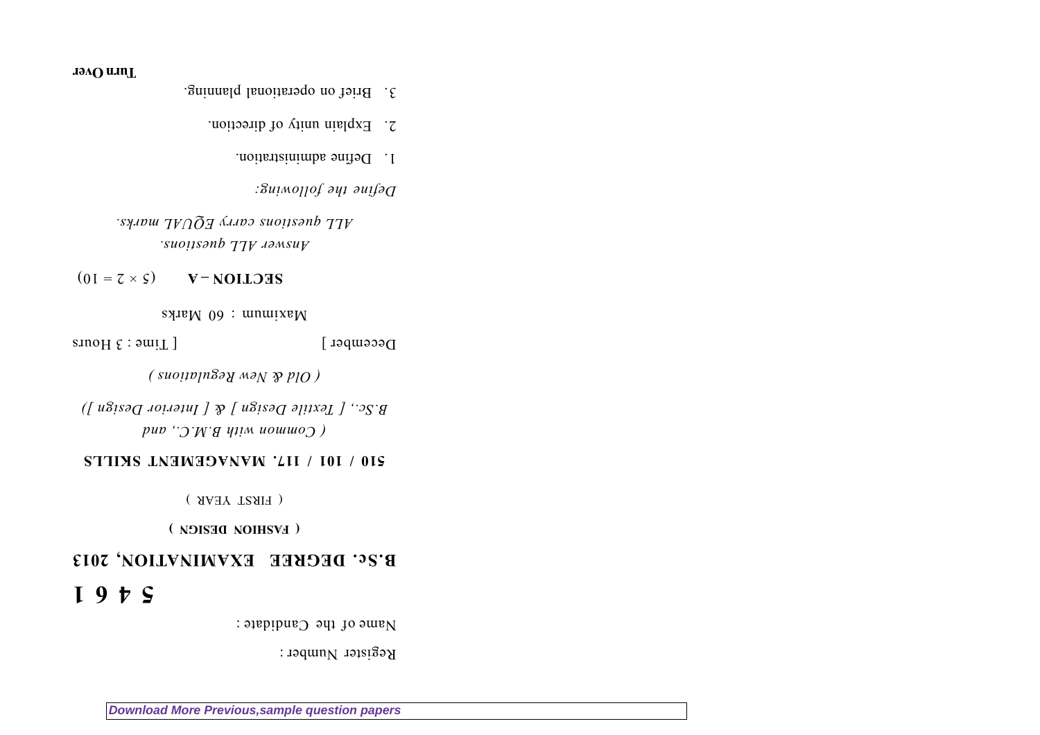Register Number :

Name of the Candidate :

**5 4 6 1**

# B.Sc. DEGREE EXAMINATION, 2013

**( FASHION DESIGN )**

( FIRST YEAR )

## 510 / 101 / 117. MANAGEMENT SKILLS

*( Common with B.M.C., and*

*B.Sc., [ Textile Design ] & [ Interior Design ])*

*( Old & New Regulations )*

December ] [ Time : 3 Hours

Maximum : 60 Marks

### SECTION – A (5 × 2 = 10)

*Answer ALL questions.*

*ALL questions carry EQUAL marks.*

*Define the following:*

1. Define administration.
2. Explain unity of direction.
3. Brief on operational planning.

**Turn Over**

*Download More Previous,sample question papers*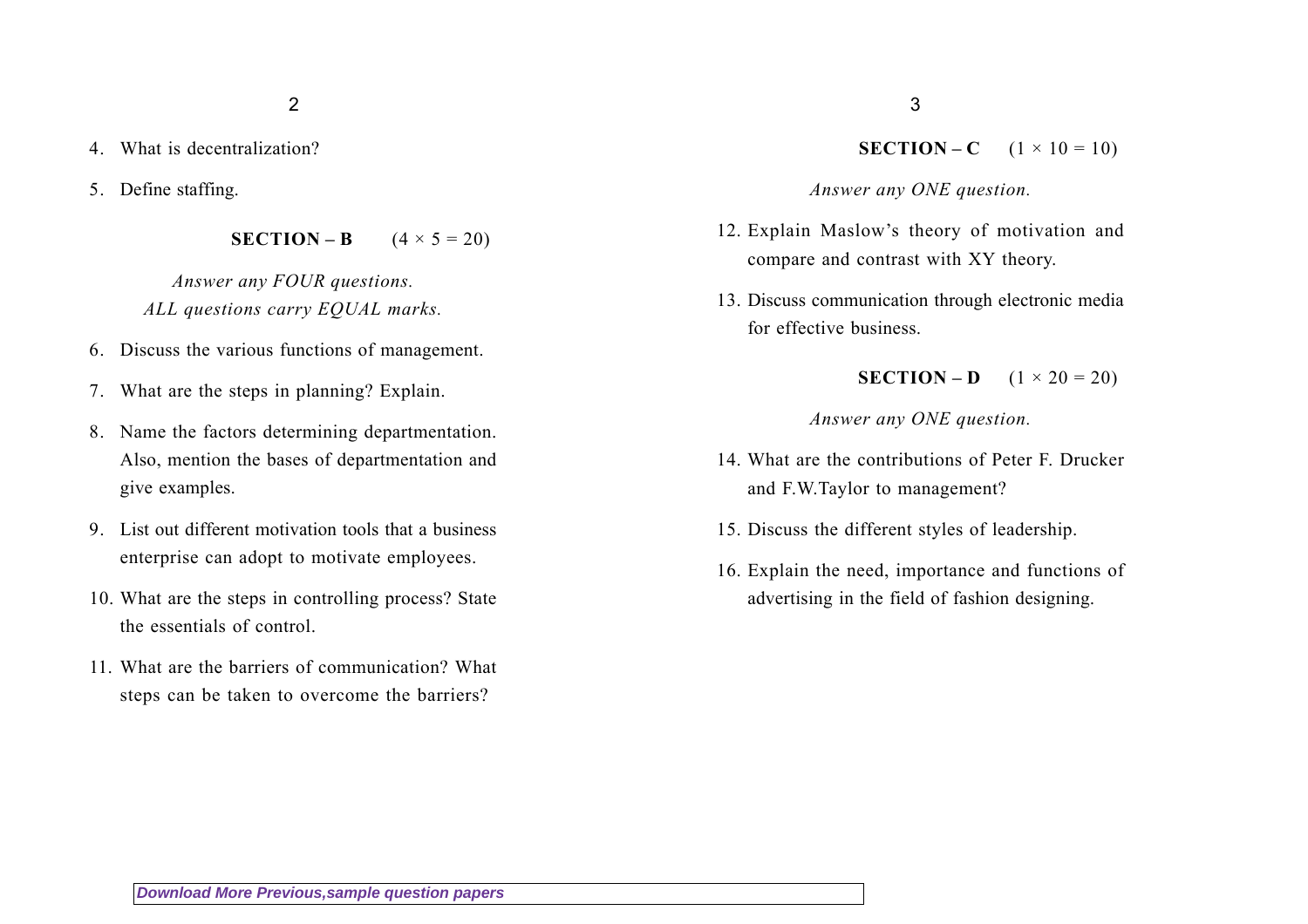4. What is decentralization?

5. Define staffing.

## SECTION – B (4 × 5 = 20)

*Answer any FOUR questions.*
*ALL questions carry EQUAL marks.*

6. Discuss the various functions of management.

7. What are the steps in planning? Explain.

8. Name the factors determining departmentation. Also, mention the bases of departmentation and give examples.

9. List out different motivation tools that a business enterprise can adopt to motivate employees.

10. What are the steps in controlling process? State the essentials of control.

11. What are the barriers of communication? What steps can be taken to overcome the barriers?

## SECTION – C (1 × 10 = 10)

*Answer any ONE question.*

12. Explain Maslow's theory of motivation and compare and contrast with XY theory.

13. Discuss communication through electronic media for effective business.

## SECTION – D (1 × 20 = 20)

*Answer any ONE question.*

14. What are the contributions of Peter F. Drucker and F.W.Taylor to management?

15. Discuss the different styles of leadership.

16. Explain the need, importance and functions of advertising in the field of fashion designing.

Download More Previous,sample question papers